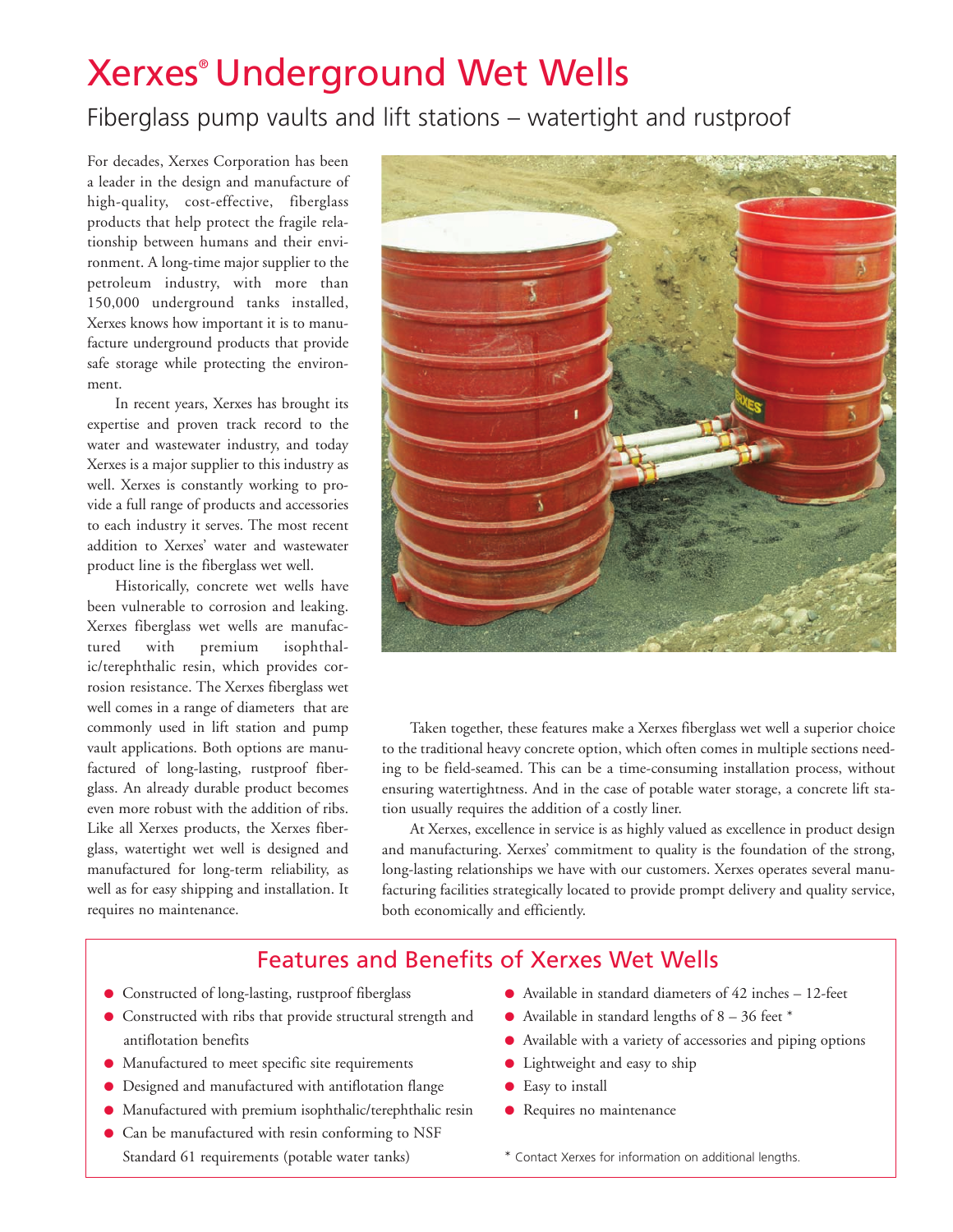# Xerxes® Underground Wet Wells

## Fiberglass pump vaults and lift stations – watertight and rustproof

For decades, Xerxes Corporation has been a leader in the design and manufacture of high-quality, cost-effective, fiberglass products that help protect the fragile relationship between humans and their environment. A long-time major supplier to the petroleum industry, with more than 150,000 underground tanks installed, Xerxes knows how important it is to manufacture underground products that provide safe storage while protecting the environment.

In recent years, Xerxes has brought its expertise and proven track record to the water and wastewater industry, and today Xerxes is a major supplier to this industry as well. Xerxes is constantly working to provide a full range of products and accessories to each industry it serves. The most recent addition to Xerxes' water and wastewater product line is the fiberglass wet well.

Historically, concrete wet wells have been vulnerable to corrosion and leaking. Xerxes fiberglass wet wells are manufactured with premium isophthalic/terephthalic resin, which provides corrosion resistance. The Xerxes fiberglass wet well comes in a range of diameters that are commonly used in lift station and pump vault applications. Both options are manufactured of long-lasting, rustproof fiberglass. An already durable product becomes even more robust with the addition of ribs. Like all Xerxes products, the Xerxes fiberglass, watertight wet well is designed and manufactured for long-term reliability, as well as for easy shipping and installation. It requires no maintenance.

Taken together, these features make a Xerxes fiberglass wet well a superior choice to the traditional heavy concrete option, which often comes in multiple sections needing to be field-seamed. This can be a time-consuming installation process, without ensuring watertightness. And in the case of potable water storage, a concrete lift station usually requires the addition of a costly liner.

At Xerxes, excellence in service is as highly valued as excellence in product design and manufacturing. Xerxes' commitment to quality is the foundation of the strong, long-lasting relationships we have with our customers. Xerxes operates several manufacturing facilities strategically located to provide prompt delivery and quality service, both economically and efficiently.

## Features and Benefits of Xerxes Wet Wells

- Constructed of long-lasting, rustproof fiberglass
- Constructed with ribs that provide structural strength and antiflotation benefits
- Manufactured to meet specific site requirements
- Designed and manufactured with antiflotation flange
- Manufactured with premium isophthalic/terephthalic resin
- Can be manufactured with resin conforming to NSF Standard 61 requirements (potable water tanks)
- Available in standard diameters of 42 inches – 12-feet
- Available in standard lengths of 8 – 36 feet *
- Available with a variety of accessories and piping options
- Lightweight and easy to ship
- Easy to install
- Requires no maintenance

* Contact Xerxes for information on additional lengths.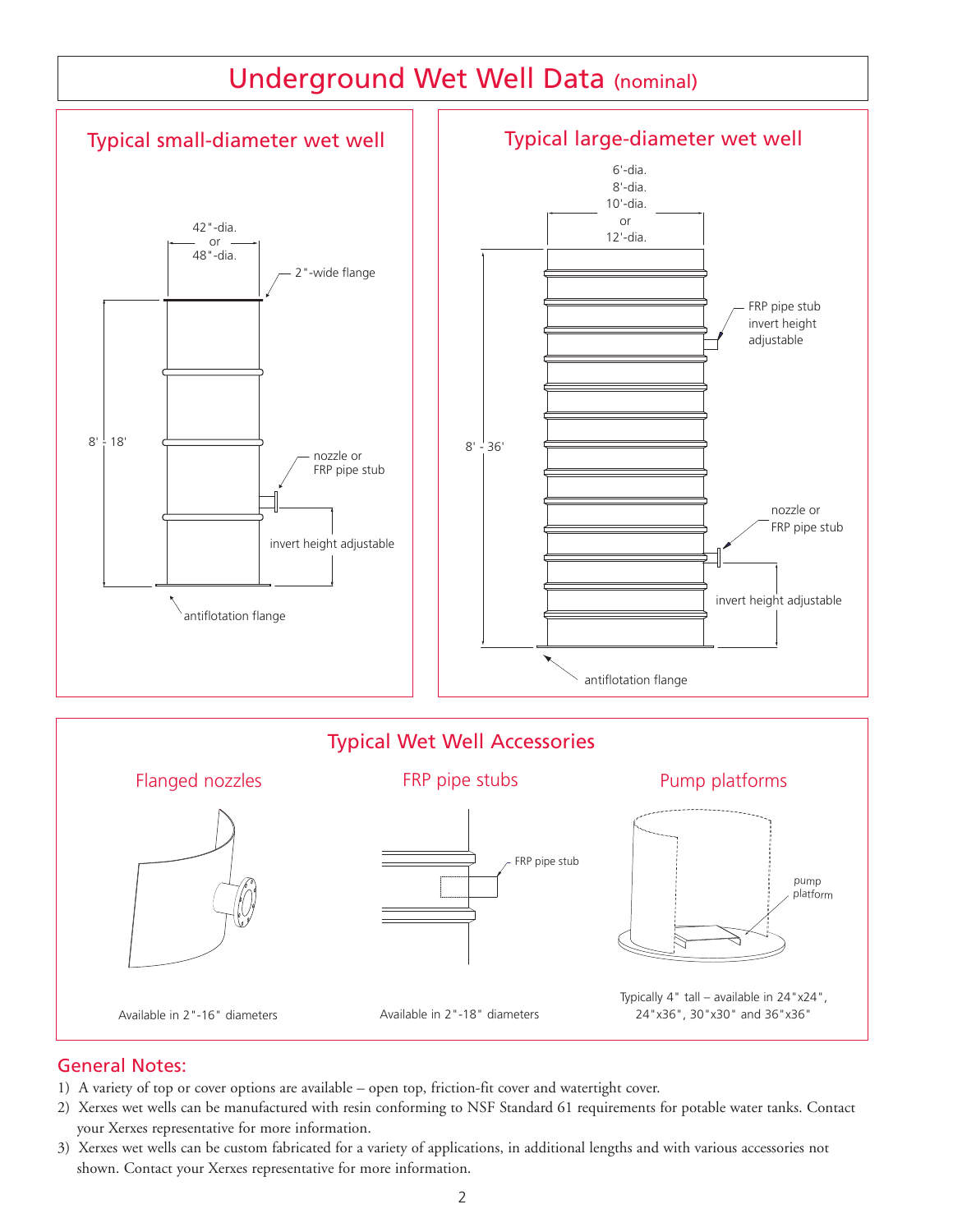# Underground Wet Well Data (nominal)

## Typical small-diameter wet well

42"-dia. or 48"-dia.

2"-wide flange

8' - 18'

nozzle or FRP pipe stub

invert height adjustable

antiflotation flange

## Typical large-diameter wet well

6'-dia. 8'-dia. 10'-dia. or 12'-dia.

FRP pipe stub invert height adjustable

8' - 36'

nozzle or FRP pipe stub

invert height adjustable

antiflotation flange

## Typical Wet Well Accessories

### Flanged nozzles

Available in 2"-16" diameters

### FRP pipe stubs

FRP pipe stub

Available in 2"-18" diameters

### Pump platforms

pump platform

Typically 4" tall – available in 24"x24", 24"x36", 30"x30" and 36"x36"

## General Notes:

1) A variety of top or cover options are available – open top, friction-fit cover and watertight cover.
2) Xerxes wet wells can be manufactured with resin conforming to NSF Standard 61 requirements for potable water tanks. Contact your Xerxes representative for more information.
3) Xerxes wet wells can be custom fabricated for a variety of applications, in additional lengths and with various accessories not shown. Contact your Xerxes representative for more information.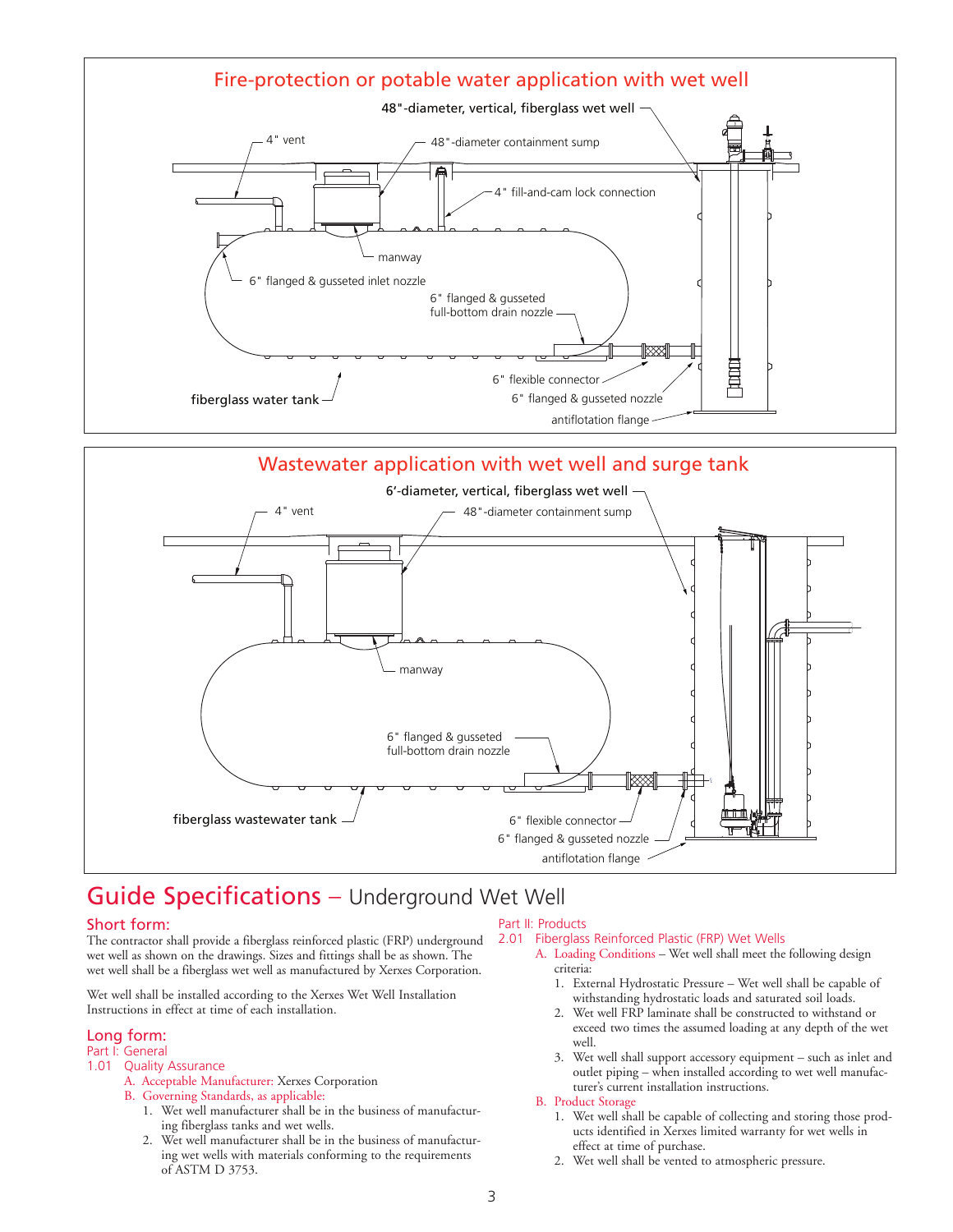## Fire-protection or potable water application with wet well

48"-diameter, vertical, fiberglass wet well

4" vent

48"-diameter containment sump

4" fill-and-cam lock connection

manway

6" flanged & gusseted inlet nozzle

6" flanged & gusseted full-bottom drain nozzle

fiberglass water tank

6" flexible connector

6" flanged & gusseted nozzle

antiflotation flange

## Wastewater application with wet well and surge tank

6'-diameter, vertical, fiberglass wet well

4" vent

48"-diameter containment sump

manway

6" flanged & gusseted full-bottom drain nozzle

fiberglass wastewater tank

6" flexible connector

6" flanged & gusseted nozzle

antiflotation flange

# Guide Specifications – Underground Wet Well

## Short form:

The contractor shall provide a fiberglass reinforced plastic (FRP) underground wet well as shown on the drawings. Sizes and fittings shall be as shown. The wet well shall be a fiberglass wet well as manufactured by Xerxes Corporation.

Wet well shall be installed according to the Xerxes Wet Well Installation Instructions in effect at time of each installation.

## Long form:

### Part I: General

#### 1.01 Quality Assurance

A. Acceptable Manufacturer: Xerxes Corporation

B. Governing Standards, as applicable:

1. Wet well manufacturer shall be in the business of manufacturing fiberglass tanks and wet wells.
2. Wet well manufacturer shall be in the business of manufacturing wet wells with materials conforming to the requirements of ASTM D 3753.

### Part II: Products

#### 2.01 Fiberglass Reinforced Plastic (FRP) Wet Wells

A. Loading Conditions – Wet well shall meet the following design criteria:

1. External Hydrostatic Pressure – Wet well shall be capable of withstanding hydrostatic loads and saturated soil loads.
2. Wet well FRP laminate shall be constructed to withstand or exceed two times the assumed loading at any depth of the wet well.
3. Wet well shall support accessory equipment – such as inlet and outlet piping – when installed according to wet well manufacturer's current installation instructions.

B. Product Storage

1. Wet well shall be capable of collecting and storing those products identified in Xerxes limited warranty for wet wells in effect at time of purchase.
2. Wet well shall be vented to atmospheric pressure.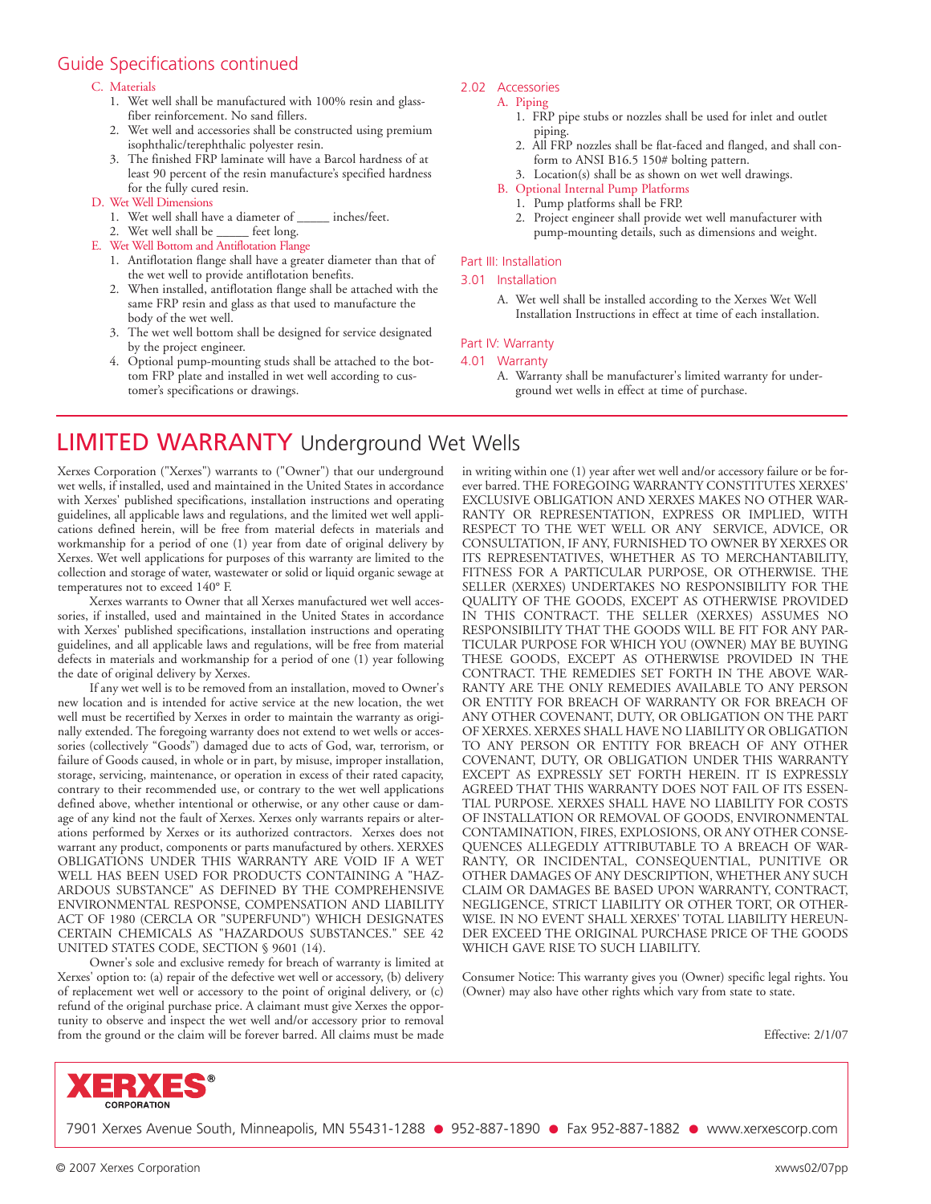## Guide Specifications continued

C. Materials

1. Wet well shall be manufactured with 100% resin and glass-fiber reinforcement. No sand fillers.
2. Wet well and accessories shall be constructed using premium isophthalic/terephthalic polyester resin.
3. The finished FRP laminate will have a Barcol hardness of at least 90 percent of the resin manufacture's specified hardness for the fully cured resin.

D. Wet Well Dimensions

1. Wet well shall have a diameter of _____ inches/feet.
2. Wet well shall be _____ feet long.

E. Wet Well Bottom and Antiflotation Flange

1. Antiflotation flange shall have a greater diameter than that of the wet well to provide antiflotation benefits.
2. When installed, antiflotation flange shall be attached with the same FRP resin and glass as that used to manufacture the body of the wet well.
3. The wet well bottom shall be designed for service designated by the project engineer.
4. Optional pump-mounting studs shall be attached to the bottom FRP plate and installed in wet well according to customer's specifications or drawings.

### 2.02 Accessories

A. Piping

1. FRP pipe stubs or nozzles shall be used for inlet and outlet piping.
2. All FRP nozzles shall be flat-faced and flanged, and shall conform to ANSI B16.5 150# bolting pattern.
3. Location(s) shall be as shown on wet well drawings.

B. Optional Internal Pump Platforms

1. Pump platforms shall be FRP.
2. Project engineer shall provide wet well manufacturer with pump-mounting details, such as dimensions and weight.

## Part III: Installation

### 3.01 Installation

A. Wet well shall be installed according to the Xerxes Wet Well Installation Instructions in effect at time of each installation.

## Part IV: Warranty

### 4.01 Warranty

A. Warranty shall be manufacturer's limited warranty for underground wet wells in effect at time of purchase.

# LIMITED WARRANTY Underground Wet Wells

Xerxes Corporation ("Xerxes") warrants to ("Owner") that our underground wet wells, if installed, used and maintained in the United States in accordance with Xerxes' published specifications, installation instructions and operating guidelines, all applicable laws and regulations, and the limited wet well applications defined herein, will be free from material defects in materials and workmanship for a period of one (1) year from date of original delivery by Xerxes. Wet well applications for purposes of this warranty are limited to the collection and storage of water, wastewater or solid or liquid organic sewage at temperatures not to exceed 140° F.

Xerxes warrants to Owner that all Xerxes manufactured wet well accessories, if installed, used and maintained in the United States in accordance with Xerxes' published specifications, installation instructions and operating guidelines, and all applicable laws and regulations, will be free from material defects in materials and workmanship for a period of one (1) year following the date of original delivery by Xerxes.

If any wet well is to be removed from an installation, moved to Owner's new location and is intended for active service at the new location, the wet well must be recertified by Xerxes in order to maintain the warranty as originally extended. The foregoing warranty does not extend to wet wells or accessories (collectively "Goods") damaged due to acts of God, war, terrorism, or failure of Goods caused, in whole or in part, by misuse, improper installation, storage, servicing, maintenance, or operation in excess of their rated capacity, contrary to their recommended use, or contrary to the wet well applications defined above, whether intentional or otherwise, or any other cause or damage of any kind not the fault of Xerxes. Xerxes only warrants repairs or alterations performed by Xerxes or its authorized contractors. Xerxes does not warrant any product, components or parts manufactured by others. XERXES OBLIGATIONS UNDER THIS WARRANTY ARE VOID IF A WET WELL HAS BEEN USED FOR PRODUCTS CONTAINING A "HAZARDOUS SUBSTANCE" AS DEFINED BY THE COMPREHENSIVE ENVIRONMENTAL RESPONSE, COMPENSATION AND LIABILITY ACT OF 1980 (CERCLA OR "SUPERFUND") WHICH DESIGNATES CERTAIN CHEMICALS AS "HAZARDOUS SUBSTANCES." SEE 42 UNITED STATES CODE, SECTION § 9601 (14).

Owner's sole and exclusive remedy for breach of warranty is limited at Xerxes' option to: (a) repair of the defective wet well or accessory, (b) delivery of replacement wet well or accessory to the point of original delivery, or (c) refund of the original purchase price. A claimant must give Xerxes the opportunity to observe and inspect the wet well and/or accessory prior to removal from the ground or the claim will be forever barred. All claims must be made in writing within one (1) year after wet well and/or accessory failure or be forever barred. THE FOREGOING WARRANTY CONSTITUTES XERXES' EXCLUSIVE OBLIGATION AND XERXES MAKES NO OTHER WARRANTY OR REPRESENTATION, EXPRESS OR IMPLIED, WITH RESPECT TO THE WET WELL OR ANY SERVICE, ADVICE, OR CONSULTATION, IF ANY, FURNISHED TO OWNER BY XERXES OR ITS REPRESENTATIVES, WHETHER AS TO MERCHANTABILITY, FITNESS FOR A PARTICULAR PURPOSE, OR OTHERWISE. THE SELLER (XERXES) UNDERTAKES NO RESPONSIBILITY FOR THE QUALITY OF THE GOODS, EXCEPT AS OTHERWISE PROVIDED IN THIS CONTRACT. THE SELLER (XERXES) ASSUMES NO RESPONSIBILITY THAT THE GOODS WILL BE FIT FOR ANY PARTICULAR PURPOSE FOR WHICH YOU (OWNER) MAY BE BUYING THESE GOODS, EXCEPT AS OTHERWISE PROVIDED IN THE CONTRACT. THE REMEDIES SET FORTH IN THE ABOVE WARRANTY ARE THE ONLY REMEDIES AVAILABLE TO ANY PERSON OR ENTITY FOR BREACH OF WARRANTY OR FOR BREACH OF ANY OTHER COVENANT, DUTY, OR OBLIGATION ON THE PART OF XERXES. XERXES SHALL HAVE NO LIABILITY OR OBLIGATION TO ANY PERSON OR ENTITY FOR BREACH OF ANY OTHER COVENANT, DUTY, OR OBLIGATION UNDER THIS WARRANTY EXCEPT AS EXPRESSLY SET FORTH HEREIN. IT IS EXPRESSLY AGREED THAT THIS WARRANTY DOES NOT FAIL OF ITS ESSENTIAL PURPOSE. XERXES SHALL HAVE NO LIABILITY FOR COSTS OF INSTALLATION OR REMOVAL OF GOODS, ENVIRONMENTAL CONTAMINATION, FIRES, EXPLOSIONS, OR ANY OTHER CONSEQUENCES ALLEGEDLY ATTRIBUTABLE TO A BREACH OF WARRANTY, OR INCIDENTAL, CONSEQUENTIAL, PUNITIVE OR OTHER DAMAGES OF ANY DESCRIPTION, WHETHER ANY SUCH CLAIM OR DAMAGES BE BASED UPON WARRANTY, CONTRACT, NEGLIGENCE, STRICT LIABILITY OR OTHER TORT, OR OTHERWISE. IN NO EVENT SHALL XERXES' TOTAL LIABILITY HEREUNDER EXCEED THE ORIGINAL PURCHASE PRICE OF THE GOODS WHICH GAVE RISE TO SUCH LIABILITY.

Consumer Notice: This warranty gives you (Owner) specific legal rights. You (Owner) may also have other rights which vary from state to state.

Effective: 2/1/07

**XERXES®** CORPORATION

7901 Xerxes Avenue South, Minneapolis, MN 55431-1288 ● 952-887-1890 ● Fax 952-887-1882 ● www.xerxescorp.com

© 2007 Xerxes Corporation

xwws02/07pp